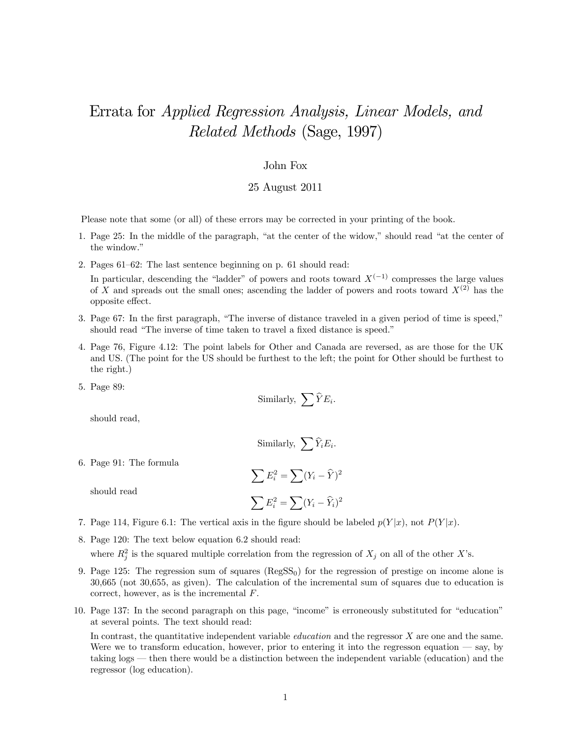# Errata for *Applied Regression Analysis, Linear Models, and Related Methods* (Sage, 1997)

John Fox

25 August 2011

Please note that some (or all) of these errors may be corrected in your printing of the book.

1. Page 25: In the middle of the paragraph, "at the center of the widow," should read "at the center of the window."

2. Pages 61–62: The last sentence beginning on p. 61 should read:

   In particular, descending the "ladder" of powers and roots toward $X^{(-1)}$ compresses the large values of $X$ and spreads out the small ones; ascending the ladder of powers and roots toward $X^{(2)}$ has the opposite effect.

3. Page 67: In the first paragraph, "The inverse of distance traveled in a given period of time is speed," should read "The inverse of time taken to travel a fixed distance is speed."

4. Page 76, Figure 4.12: The point labels for Other and Canada are reversed, as are those for the UK and US. (The point for the US should be furthest to the left; the point for Other should be furthest to the right.)

5. Page 89:

   $$\text{Similarly, } \sum \widehat{Y} E_i.$$

   should read,

   $$\text{Similarly, } \sum \widehat{Y}_i E_i.$$

6. Page 91: The formula

   $$\sum E_i^2 = \sum (Y_i - \widehat{Y})^2$$

   should read

   $$\sum E_i^2 = \sum (Y_i - \widehat{Y}_i)^2$$

7. Page 114, Figure 6.1: The vertical axis in the figure should be labeled $p(Y|x)$, not $P(Y|x)$.

8. Page 120: The text below equation 6.2 should read:

   where $R_j^2$ is the squared multiple correlation from the regression of $X_j$ on all of the other $X$'s.

9. Page 125: The regression sum of squares ($\text{RegSS}_0$) for the regression of prestige on income alone is 30,665 (not 30,655, as given). The calculation of the incremental sum of squares due to education is correct, however, as is the incremental $F$.

10. Page 137: In the second paragraph on this page, "income" is erroneously substituted for "education" at several points. The text should read:

    In contrast, the quantitative independent variable *education* and the regressor $X$ are one and the same. Were we to transform education, however, prior to entering it into the regresson equation — say, by taking logs — then there would be a distinction between the independent variable (education) and the regressor (log education).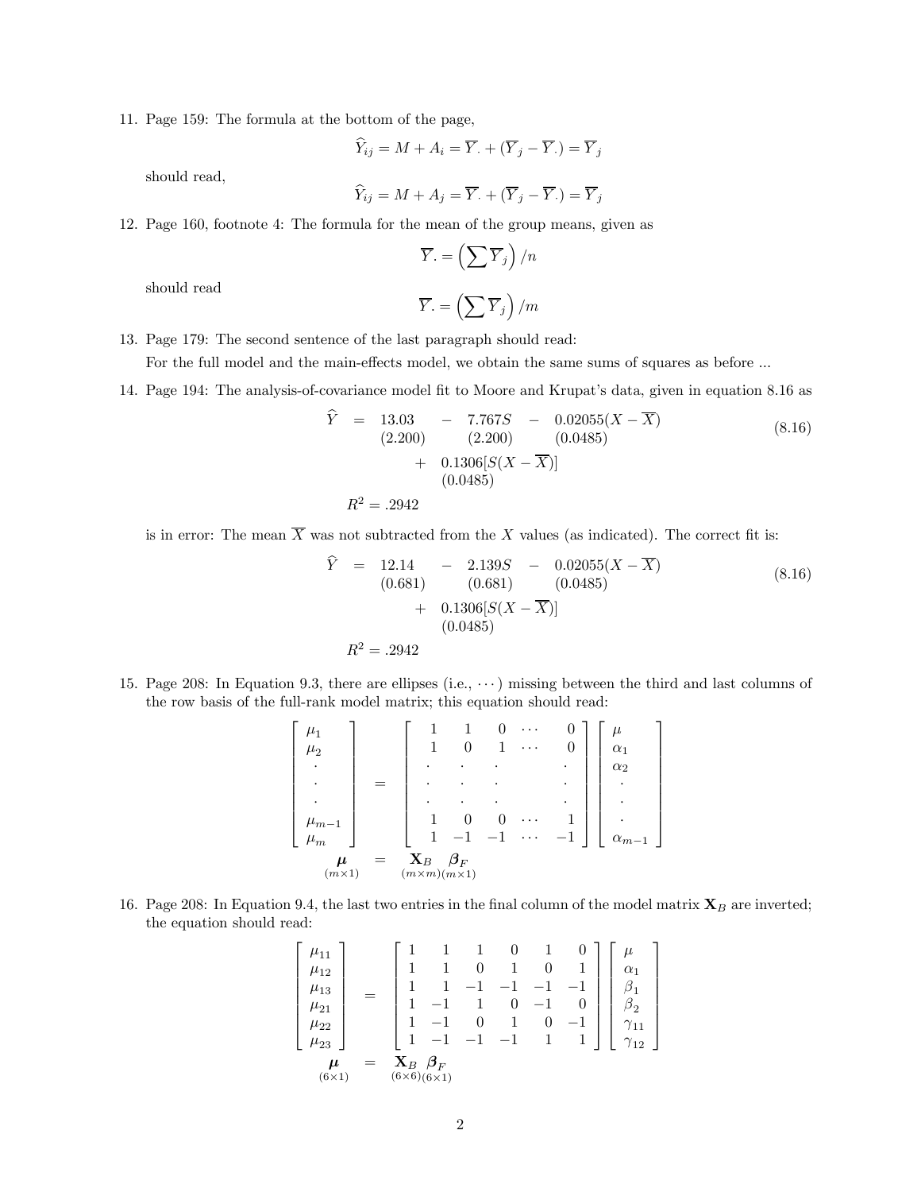11. Page 159: The formula at the bottom of the page,

$$\widehat{Y}_{ij} = M + A_i = \overline{Y}. + (\overline{Y}_j - \overline{Y}.) = \overline{Y}_j$$

should read,

$$\widehat{Y}_{ij} = M + A_j = \overline{Y}. + (\overline{Y}_j - \overline{Y}.) = \overline{Y}_j$$

12. Page 160, footnote 4: The formula for the mean of the group means, given as

$$\overline{Y}. = \left(\sum \overline{Y}_j\right)/n$$

should read

$$\overline{Y}. = \left(\sum \overline{Y}_j\right)/m$$

13. Page 179: The second sentence of the last paragraph should read:

For the full model and the main-effects model, we obtain the same sums of squares as before ...

14. Page 194: The analysis-of-covariance model fit to Moore and Krupat's data, given in equation 8.16 as

$$\begin{aligned}
\widehat{Y} \;=\; & \underset{(2.200)}{13.03} \;-\; \underset{(2.200)}{7.767S} \;-\; \underset{(0.0485)}{0.02055(X-\overline{X})} \\
& + \underset{(0.0485)}{0.1306[S(X-\overline{X})]} \\
R^2 = & \; .2942
\end{aligned} \tag{8.16}$$

is in error: The mean $\overline{X}$ was not subtracted from the $X$ values (as indicated). The correct fit is:

$$\begin{aligned}
\widehat{Y} \;=\; & \underset{(0.681)}{12.14} \;-\; \underset{(0.681)}{2.139S} \;-\; \underset{(0.0485)}{0.02055(X-\overline{X})} \\
& + \underset{(0.0485)}{0.1306[S(X-\overline{X})]} \\
R^2 = & \; .2942
\end{aligned} \tag{8.16}$$

15. Page 208: In Equation 9.3, there are ellipses (i.e., $\cdots$) missing between the third and last columns of the row basis of the full-rank model matrix; this equation should read:

$$\begin{bmatrix} \mu_1 \\ \mu_2 \\ \cdot \\ \cdot \\ \cdot \\ \mu_{m-1} \\ \mu_m \end{bmatrix} = \begin{bmatrix} 1 & 1 & 0 & \cdots & 0 \\ 1 & 0 & 1 & \cdots & 0 \\ \cdot & \cdot & \cdot & & \cdot \\ \cdot & \cdot & \cdot & & \cdot \\ \cdot & \cdot & \cdot & & \cdot \\ 1 & 0 & 0 & \cdots & 1 \\ 1 & -1 & -1 & \cdots & -1 \end{bmatrix} \begin{bmatrix} \mu \\ \alpha_1 \\ \alpha_2 \\ \cdot \\ \cdot \\ \cdot \\ \alpha_{m-1} \end{bmatrix}$$

$$\underset{(m\times 1)}{\boldsymbol{\mu}} = \underset{(m\times m)}{\mathbf{X}_B}\underset{(m\times 1)}{\boldsymbol{\beta}_F}$$

16. Page 208: In Equation 9.4, the last two entries in the final column of the model matrix $\mathbf{X}_B$ are inverted; the equation should read:

$$\begin{bmatrix} \mu_{11} \\ \mu_{12} \\ \mu_{13} \\ \mu_{21} \\ \mu_{22} \\ \mu_{23} \end{bmatrix} = \begin{bmatrix} 1 & 1 & 1 & 0 & 1 & 0 \\ 1 & 1 & 0 & 1 & 0 & 1 \\ 1 & 1 & -1 & -1 & -1 & -1 \\ 1 & -1 & 1 & 0 & -1 & 0 \\ 1 & -1 & 0 & 1 & 0 & -1 \\ 1 & -1 & -1 & -1 & 1 & 1 \end{bmatrix} \begin{bmatrix} \mu \\ \alpha_1 \\ \beta_1 \\ \beta_2 \\ \gamma_{11} \\ \gamma_{12} \end{bmatrix}$$

$$\underset{(6\times 1)}{\boldsymbol{\mu}} = \underset{(6\times 6)}{\mathbf{X}_B}\underset{(6\times 1)}{\boldsymbol{\beta}_F}$$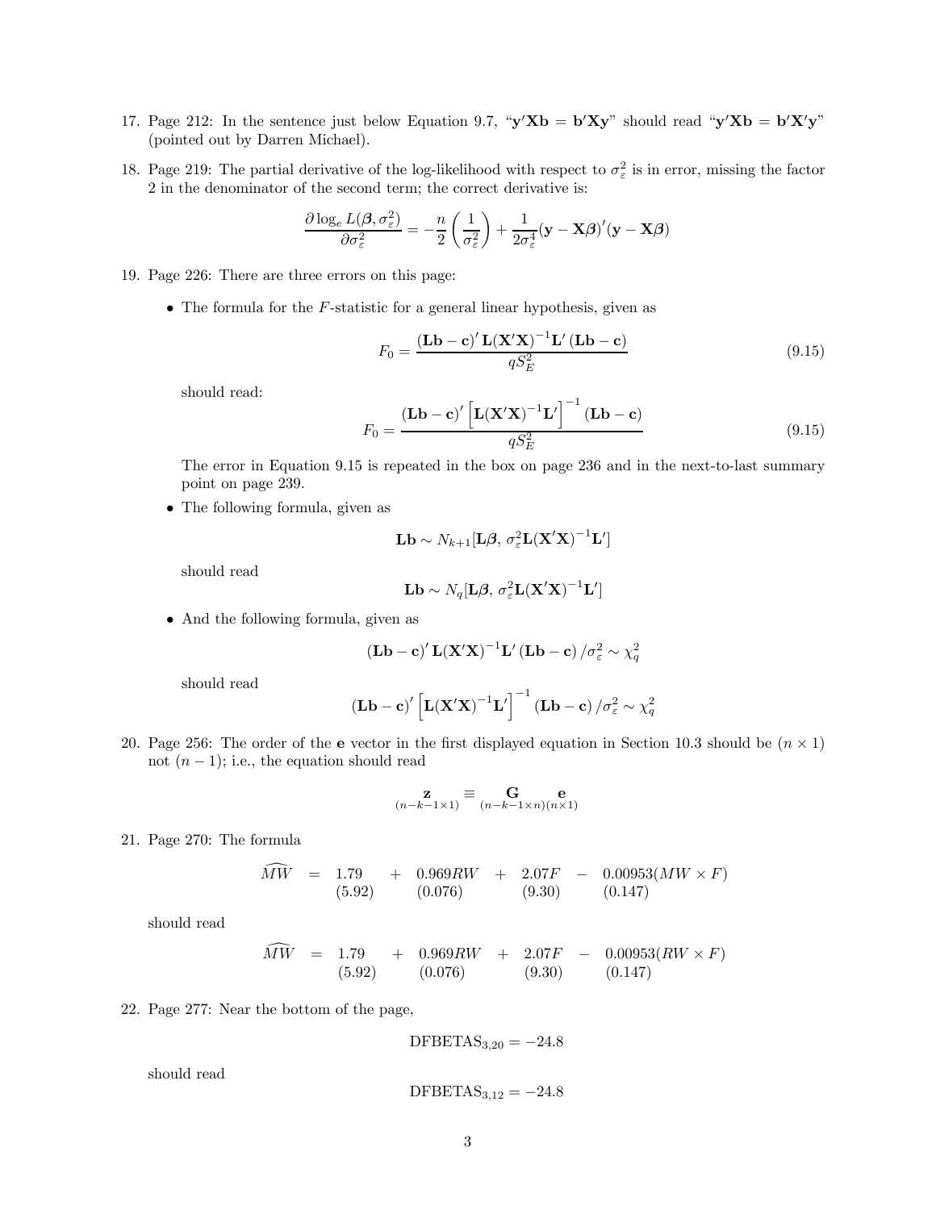17. Page 212: In the sentence just below Equation 9.7, "$\mathbf{y}'\mathbf{X}\mathbf{b} = \mathbf{b}'\mathbf{X}\mathbf{y}$" should read "$\mathbf{y}'\mathbf{X}\mathbf{b} = \mathbf{b}'\mathbf{X}'\mathbf{y}$" (pointed out by Darren Michael).

18. Page 219: The partial derivative of the log-likelihood with respect to $\sigma_\varepsilon^2$ is in error, missing the factor 2 in the denominator of the second term; the correct derivative is:

$$\frac{\partial \log_e L(\boldsymbol{\beta}, \sigma_\varepsilon^2)}{\partial \sigma_\varepsilon^2} = -\frac{n}{2}\left(\frac{1}{\sigma_\varepsilon^2}\right) + \frac{1}{2\sigma_\varepsilon^4}(\mathbf{y} - \mathbf{X}\boldsymbol{\beta})'(\mathbf{y} - \mathbf{X}\boldsymbol{\beta})$$

19. Page 226: There are three errors on this page:

   - The formula for the $F$-statistic for a general linear hypothesis, given as

   $$F_0 = \frac{(\mathbf{L}\mathbf{b} - \mathbf{c})'\,\mathbf{L}(\mathbf{X}'\mathbf{X})^{-1}\mathbf{L}'\,(\mathbf{L}\mathbf{b} - \mathbf{c})}{qS_E^2} \tag{9.15}$$

   should read:

   $$F_0 = \frac{(\mathbf{L}\mathbf{b} - \mathbf{c})'\left[\mathbf{L}(\mathbf{X}'\mathbf{X})^{-1}\mathbf{L}'\right]^{-1}(\mathbf{L}\mathbf{b} - \mathbf{c})}{qS_E^2} \tag{9.15}$$

   The error in Equation 9.15 is repeated in the box on page 236 and in the next-to-last summary point on page 239.

   - The following formula, given as

   $$\mathbf{L}\mathbf{b} \sim N_{k+1}[\mathbf{L}\boldsymbol{\beta},\, \sigma_\varepsilon^2\mathbf{L}(\mathbf{X}'\mathbf{X})^{-1}\mathbf{L}']$$

   should read

   $$\mathbf{L}\mathbf{b} \sim N_q[\mathbf{L}\boldsymbol{\beta},\, \sigma_\varepsilon^2\mathbf{L}(\mathbf{X}'\mathbf{X})^{-1}\mathbf{L}']$$

   - And the following formula, given as

   $$(\mathbf{L}\mathbf{b} - \mathbf{c})'\,\mathbf{L}(\mathbf{X}'\mathbf{X})^{-1}\mathbf{L}'\,(\mathbf{L}\mathbf{b} - \mathbf{c})\,/\sigma_\varepsilon^2 \sim \chi_q^2$$

   should read

   $$(\mathbf{L}\mathbf{b} - \mathbf{c})'\left[\mathbf{L}(\mathbf{X}'\mathbf{X})^{-1}\mathbf{L}'\right]^{-1}(\mathbf{L}\mathbf{b} - \mathbf{c})\,/\sigma_\varepsilon^2 \sim \chi_q^2$$

20. Page 256: The order of the $\mathbf{e}$ vector in the first displayed equation in Section 10.3 should be $(n \times 1)$ not $(n - 1)$; i.e., the equation should read

$$\underset{(n-k-1\times 1)}{\mathbf{z}} \equiv \underset{(n-k-1\times n)}{\mathbf{G}}\underset{(n\times 1)}{\mathbf{e}}$$

21. Page 270: The formula

$$\begin{array}{rcllll} \widehat{MW} & = & \underset{(5.92)}{1.79} & + \underset{(0.076)}{0.969RW} & + \underset{(9.30)}{2.07F} & - \underset{(0.147)}{0.00953(MW \times F)} \end{array}$$

should read

$$\begin{array}{rcllll} \widehat{MW} & = & \underset{(5.92)}{1.79} & + \underset{(0.076)}{0.969RW} & + \underset{(9.30)}{2.07F} & - \underset{(0.147)}{0.00953(RW \times F)} \end{array}$$

22. Page 277: Near the bottom of the page,

$$\text{DFBETAS}_{3,20} = -24.8$$

should read

$$\text{DFBETAS}_{3,12} = -24.8$$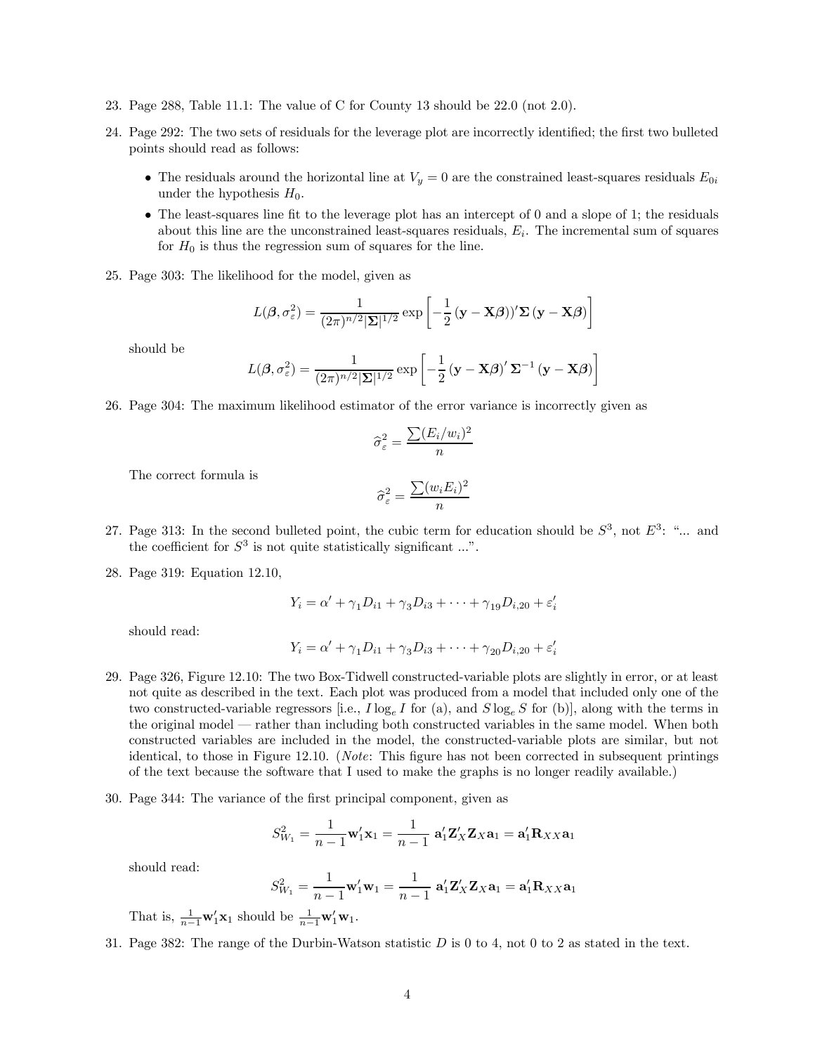23. Page 288, Table 11.1: The value of C for County 13 should be 22.0 (not 2.0).

24. Page 292: The two sets of residuals for the leverage plot are incorrectly identified; the first two bulleted points should read as follows:

    - The residuals around the horizontal line at $V_y = 0$ are the constrained least-squares residuals $E_{0i}$ under the hypothesis $H_0$.
    - The least-squares line fit to the leverage plot has an intercept of 0 and a slope of 1; the residuals about this line are the unconstrained least-squares residuals, $E_i$. The incremental sum of squares for $H_0$ is thus the regression sum of squares for the line.

25. Page 303: The likelihood for the model, given as

$$L(\boldsymbol{\beta}, \sigma_\varepsilon^2) = \frac{1}{(2\pi)^{n/2}|\boldsymbol{\Sigma}|^{1/2}} \exp\left[-\frac{1}{2}\left(\mathbf{y} - \mathbf{X}\boldsymbol{\beta}\right))' \boldsymbol{\Sigma} \left(\mathbf{y} - \mathbf{X}\boldsymbol{\beta}\right)\right]$$

should be

$$L(\boldsymbol{\beta}, \sigma_\varepsilon^2) = \frac{1}{(2\pi)^{n/2}|\boldsymbol{\Sigma}|^{1/2}} \exp\left[-\frac{1}{2}\left(\mathbf{y} - \mathbf{X}\boldsymbol{\beta}\right)' \boldsymbol{\Sigma}^{-1} \left(\mathbf{y} - \mathbf{X}\boldsymbol{\beta}\right)\right]$$

26. Page 304: The maximum likelihood estimator of the error variance is incorrectly given as

$$\widehat{\sigma}_\varepsilon^2 = \frac{\sum (E_i/w_i)^2}{n}$$

The correct formula is

$$\widehat{\sigma}_\varepsilon^2 = \frac{\sum (w_i E_i)^2}{n}$$

27. Page 313: In the second bulleted point, the cubic term for education should be $S^3$, not $E^3$: "... and the coefficient for $S^3$ is not quite statistically significant ...".

28. Page 319: Equation 12.10,

$$Y_i = \alpha' + \gamma_1 D_{i1} + \gamma_3 D_{i3} + \cdots + \gamma_{19} D_{i,20} + \varepsilon_i'$$

should read:

$$Y_i = \alpha' + \gamma_1 D_{i1} + \gamma_3 D_{i3} + \cdots + \gamma_{20} D_{i,20} + \varepsilon_i'$$

29. Page 326, Figure 12.10: The two Box-Tidwell constructed-variable plots are slightly in error, or at least not quite as described in the text. Each plot was produced from a model that included only one of the two constructed-variable regressors [i.e., $I \log_e I$ for (a), and $S \log_e S$ for (b)], along with the terms in the original model — rather than including both constructed variables in the same model. When both constructed variables are included in the model, the constructed-variable plots are similar, but not identical, to those in Figure 12.10. (*Note*: This figure has not been corrected in subsequent printings of the text because the software that I used to make the graphs is no longer readily available.)

30. Page 344: The variance of the first principal component, given as

$$S_{W_1}^2 = \frac{1}{n-1}\mathbf{w}_1'\mathbf{x}_1 = \frac{1}{n-1}\ \mathbf{a}_1'\mathbf{Z}_X'\mathbf{Z}_X\mathbf{a}_1 = \mathbf{a}_1'\mathbf{R}_{XX}\mathbf{a}_1$$

should read:

$$S_{W_1}^2 = \frac{1}{n-1}\mathbf{w}_1'\mathbf{w}_1 = \frac{1}{n-1}\ \mathbf{a}_1'\mathbf{Z}_X'\mathbf{Z}_X\mathbf{a}_1 = \mathbf{a}_1'\mathbf{R}_{XX}\mathbf{a}_1$$

That is, $\frac{1}{n-1}\mathbf{w}_1'\mathbf{x}_1$ should be $\frac{1}{n-1}\mathbf{w}_1'\mathbf{w}_1$.

31. Page 382: The range of the Durbin-Watson statistic $D$ is 0 to 4, not 0 to 2 as stated in the text.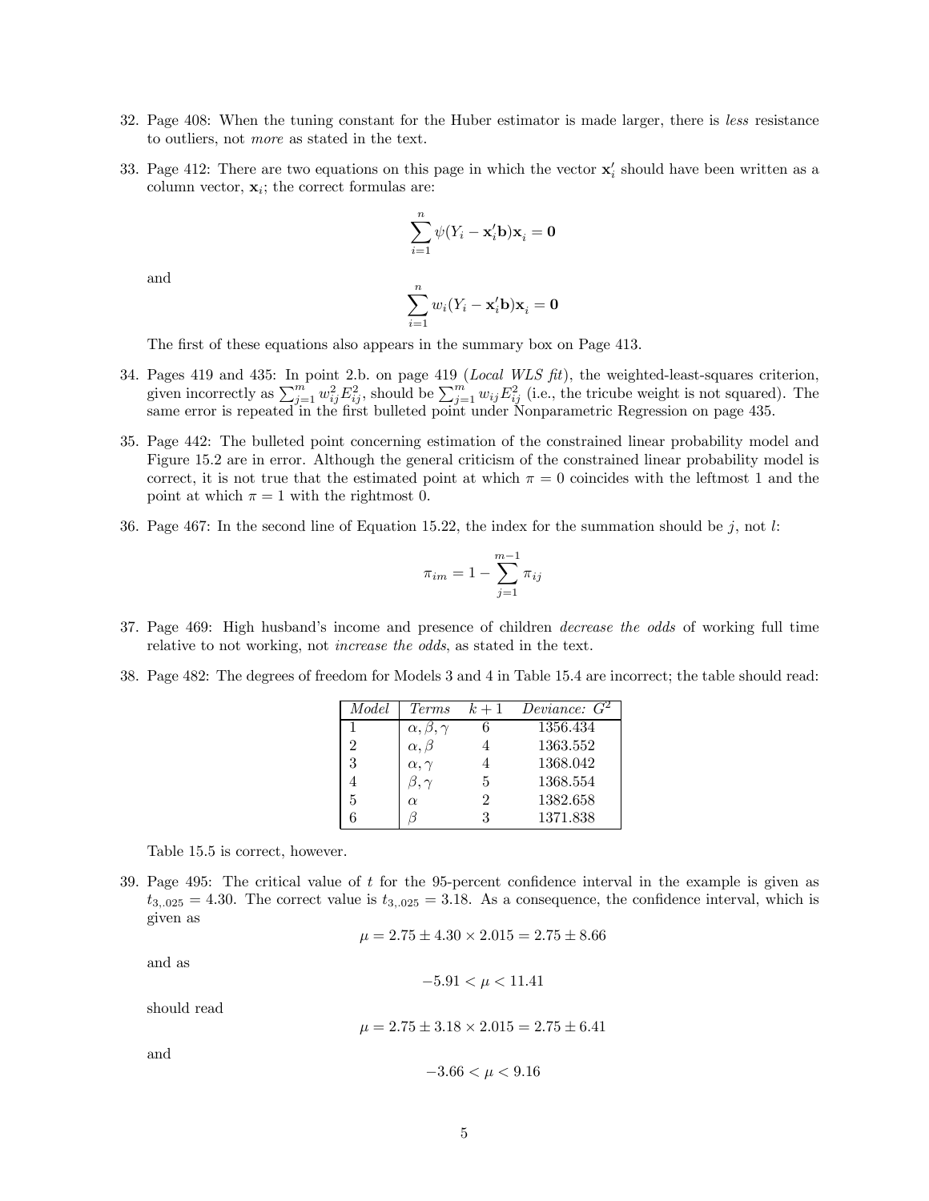32. Page 408: When the tuning constant for the Huber estimator is made larger, there is *less* resistance to outliers, not *more* as stated in the text.

33. Page 412: There are two equations on this page in which the vector $\mathbf{x}_i'$ should have been written as a column vector, $\mathbf{x}_i$; the correct formulas are:

$$\sum_{i=1}^{n} \psi(Y_i - \mathbf{x}_i'\mathbf{b})\mathbf{x}_i = \mathbf{0}$$

and

$$\sum_{i=1}^{n} w_i(Y_i - \mathbf{x}_i'\mathbf{b})\mathbf{x}_i = \mathbf{0}$$

The first of these equations also appears in the summary box on Page 413.

34. Pages 419 and 435: In point 2.b. on page 419 (*Local WLS fit*), the weighted-least-squares criterion, given incorrectly as $\sum_{j=1}^{m} w_{ij}^2 E_{ij}^2$, should be $\sum_{j=1}^{m} w_{ij} E_{ij}^2$ (i.e., the tricube weight is not squared). The same error is repeated in the first bulleted point under Nonparametric Regression on page 435.

35. Page 442: The bulleted point concerning estimation of the constrained linear probability model and Figure 15.2 are in error. Although the general criticism of the constrained linear probability model is correct, it is not true that the estimated point at which $\pi = 0$ coincides with the leftmost 1 and the point at which $\pi = 1$ with the rightmost 0.

36. Page 467: In the second line of Equation 15.22, the index for the summation should be $j$, not $l$:

$$\pi_{im} = 1 - \sum_{j=1}^{m-1} \pi_{ij}$$

37. Page 469: High husband's income and presence of children *decrease the odds* of working full time relative to not working, not *increase the odds*, as stated in the text.

38. Page 482: The degrees of freedom for Models 3 and 4 in Table 15.4 are incorrect; the table should read:

| *Model* | *Terms* | $k+1$ | *Deviance:* $G^2$ |
|---|---|---|---|
| 1 | $\alpha, \beta, \gamma$ | 6 | 1356.434 |
| 2 | $\alpha, \beta$ | 4 | 1363.552 |
| 3 | $\alpha, \gamma$ | 4 | 1368.042 |
| 4 | $\beta, \gamma$ | 5 | 1368.554 |
| 5 | $\alpha$ | 2 | 1382.658 |
| 6 | $\beta$ | 3 | 1371.838 |

Table 15.5 is correct, however.

39. Page 495: The critical value of $t$ for the 95-percent confidence interval in the example is given as $t_{3,.025} = 4.30$. The correct value is $t_{3,.025} = 3.18$. As a consequence, the confidence interval, which is given as

$$\mu = 2.75 \pm 4.30 \times 2.015 = 2.75 \pm 8.66$$

and as

$$-5.91 < \mu < 11.41$$

should read

$$\mu = 2.75 \pm 3.18 \times 2.015 = 2.75 \pm 6.41$$

and

$$-3.66 < \mu < 9.16$$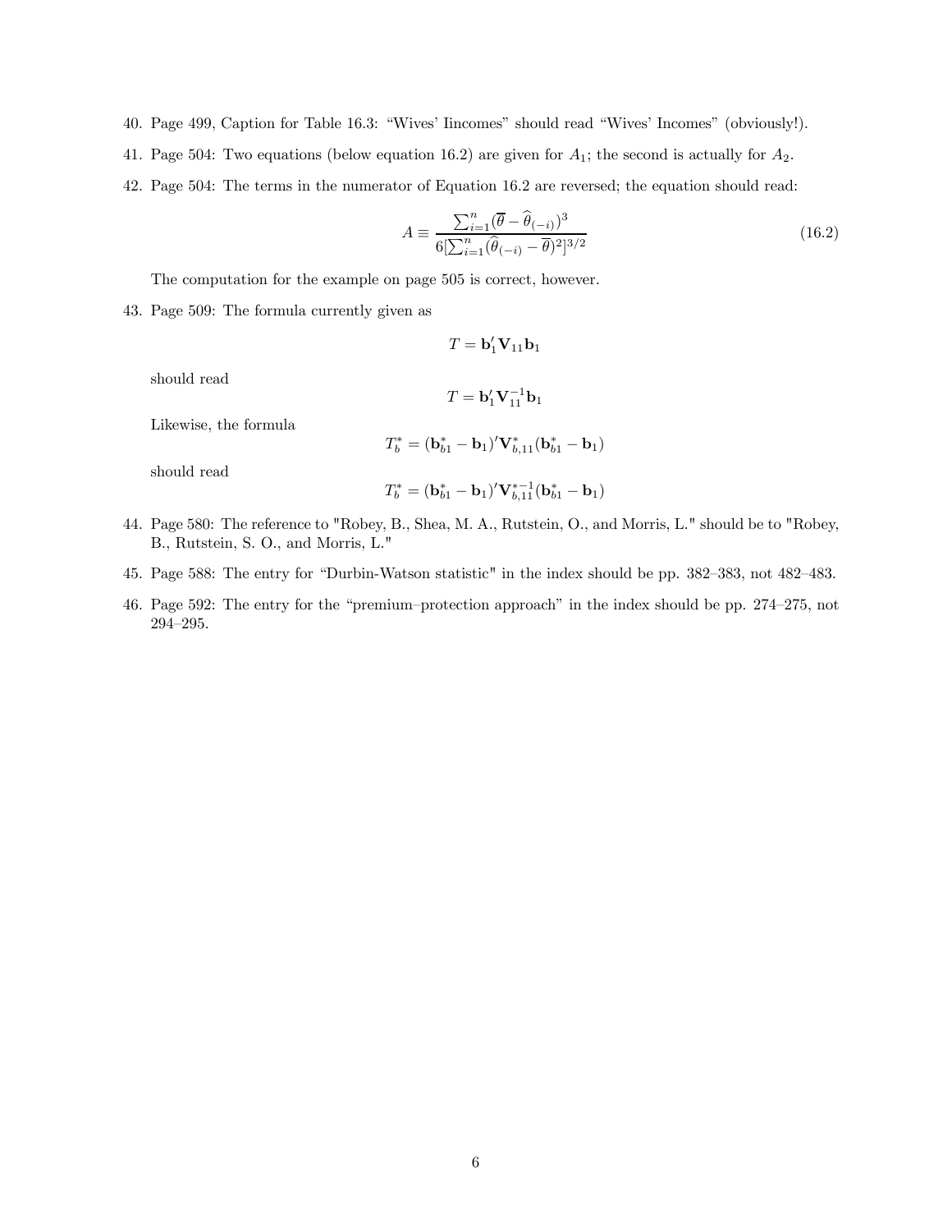40. Page 499, Caption for Table 16.3: "Wives' Iincomes" should read "Wives' Incomes" (obviously!).

41. Page 504: Two equations (below equation 16.2) are given for $A_1$; the second is actually for $A_2$.

42. Page 504: The terms in the numerator of Equation 16.2 are reversed; the equation should read:

$$A \equiv \frac{\sum_{i=1}^{n}(\overline{\theta} - \widehat{\theta}_{(-i)})^3}{6[\sum_{i=1}^{n}(\widehat{\theta}_{(-i)} - \overline{\theta})^2]^{3/2}} \tag{16.2}$$

    The computation for the example on page 505 is correct, however.

43. Page 509: The formula currently given as

$$T = \mathbf{b}_1' \mathbf{V}_{11} \mathbf{b}_1$$

    should read

$$T = \mathbf{b}_1' \mathbf{V}_{11}^{-1} \mathbf{b}_1$$

    Likewise, the formula

$$T_b^* = (\mathbf{b}_{b1}^* - \mathbf{b}_1)' \mathbf{V}_{b,11}^* (\mathbf{b}_{b1}^* - \mathbf{b}_1)$$

    should read

$$T_b^* = (\mathbf{b}_{b1}^* - \mathbf{b}_1)' \mathbf{V}_{b,11}^{*-1} (\mathbf{b}_{b1}^* - \mathbf{b}_1)$$

44. Page 580: The reference to "Robey, B., Shea, M. A., Rutstein, O., and Morris, L." should be to "Robey, B., Rutstein, S. O., and Morris, L."

45. Page 588: The entry for "Durbin-Watson statistic" in the index should be pp. 382–383, not 482–483.

46. Page 592: The entry for the "premium–protection approach" in the index should be pp. 274–275, not 294–295.